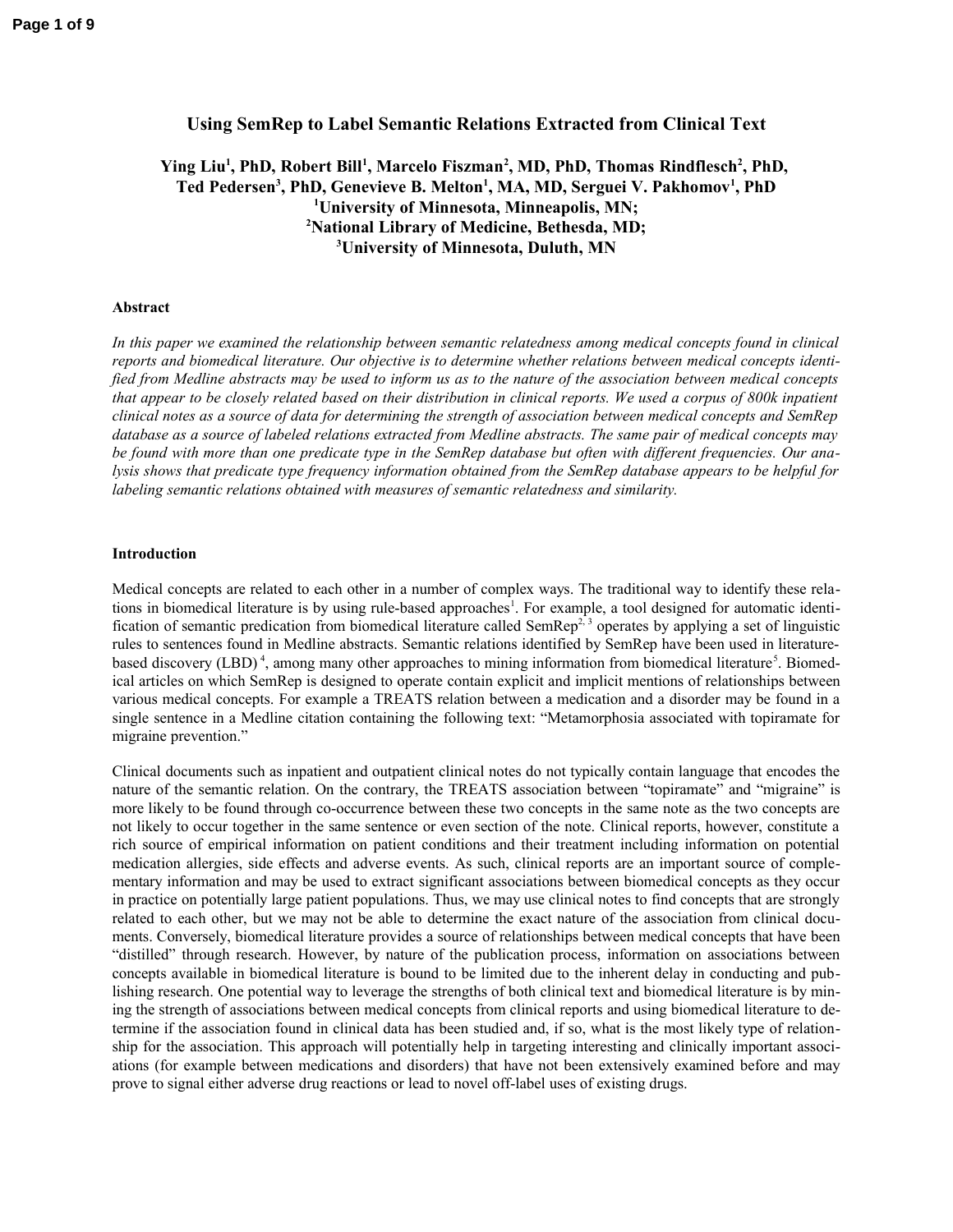# Using SemRep to Label Semantic Relations Extracted from Clinical Text

**Ying Liu[1], PhD, Robert Bill[1], Marcelo Fiszman[2], MD, PhD, Thomas Rindflesch[2], PhD, Ted Pedersen[3], PhD, Genevieve B. Melton[1], MA, MD, Serguei V. Pakhomov[1], PhD**
**[1]University of Minnesota, Minneapolis, MN;**
**[2]National Library of Medicine, Bethesda, MD;**
**[3]University of Minnesota, Duluth, MN**

### Abstract

*In this paper we examined the relationship between semantic relatedness among medical concepts found in clinical reports and biomedical literature. Our objective is to determine whether relations between medical concepts identified from Medline abstracts may be used to inform us as to the nature of the association between medical concepts that appear to be closely related based on their distribution in clinical reports. We used a corpus of 800k inpatient clinical notes as a source of data for determining the strength of association between medical concepts and SemRep database as a source of labeled relations extracted from Medline abstracts. The same pair of medical concepts may be found with more than one predicate type in the SemRep database but often with different frequencies. Our analysis shows that predicate type frequency information obtained from the SemRep database appears to be helpful for labeling semantic relations obtained with measures of semantic relatedness and similarity.*

### Introduction

Medical concepts are related to each other in a number of complex ways. The traditional way to identify these relations in biomedical literature is by using rule-based approaches[1]. For example, a tool designed for automatic identification of semantic predication from biomedical literature called SemRep[2, 3] operates by applying a set of linguistic rules to sentences found in Medline abstracts. Semantic relations identified by SemRep have been used in literature-based discovery (LBD)[4], among many other approaches to mining information from biomedical literature[5]. Biomedical articles on which SemRep is designed to operate contain explicit and implicit mentions of relationships between various medical concepts. For example a TREATS relation between a medication and a disorder may be found in a single sentence in a Medline citation containing the following text: “Metamorphosia associated with topiramate for migraine prevention.”

Clinical documents such as inpatient and outpatient clinical notes do not typically contain language that encodes the nature of the semantic relation. On the contrary, the TREATS association between “topiramate” and “migraine” is more likely to be found through co-occurrence between these two concepts in the same note as the two concepts are not likely to occur together in the same sentence or even section of the note. Clinical reports, however, constitute a rich source of empirical information on patient conditions and their treatment including information on potential medication allergies, side effects and adverse events. As such, clinical reports are an important source of complementary information and may be used to extract significant associations between biomedical concepts as they occur in practice on potentially large patient populations. Thus, we may use clinical notes to find concepts that are strongly related to each other, but we may not be able to determine the exact nature of the association from clinical documents. Conversely, biomedical literature provides a source of relationships between medical concepts that have been “distilled” through research. However, by nature of the publication process, information on associations between concepts available in biomedical literature is bound to be limited due to the inherent delay in conducting and publishing research. One potential way to leverage the strengths of both clinical text and biomedical literature is by mining the strength of associations between medical concepts from clinical reports and using biomedical literature to determine if the association found in clinical data has been studied and, if so, what is the most likely type of relationship for the association. This approach will potentially help in targeting interesting and clinically important associations (for example between medications and disorders) that have not been extensively examined before and may prove to signal either adverse drug reactions or lead to novel off-label uses of existing drugs.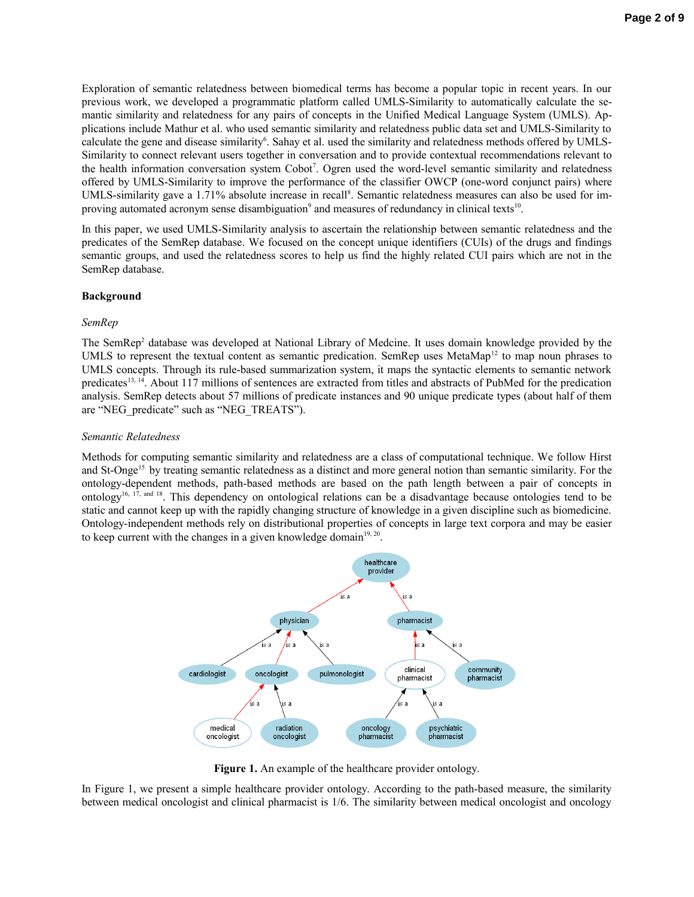Exploration of semantic relatedness between biomedical terms has become a popular topic in recent years. In our previous work, we developed a programmatic platform called UMLS-Similarity to automatically calculate the semantic similarity and relatedness for any pairs of concepts in the Unified Medical Language System (UMLS). Applications include Mathur et al. who used semantic similarity and relatedness public data set and UMLS-Similarity to calculate the gene and disease similarity[6]. Sahay et al. used the similarity and relatedness methods offered by UMLS-Similarity to connect relevant users together in conversation and to provide contextual recommendations relevant to the health information conversation system Cobot[7]. Ogren used the word-level semantic similarity and relatedness offered by UMLS-Similarity to improve the performance of the classifier OWCP (one-word conjunct pairs) where UMLS-similarity gave a 1.71% absolute increase in recall[8]. Semantic relatedness measures can also be used for improving automated acronym sense disambiguation[9] and measures of redundancy in clinical texts[10].

In this paper, we used UMLS-Similarity analysis to ascertain the relationship between semantic relatedness and the predicates of the SemRep database. We focused on the concept unique identifiers (CUIs) of the drugs and findings semantic groups, and used the relatedness scores to help us find the highly related CUI pairs which are not in the SemRep database.

## Background

### *SemRep*

The SemRep[2] database was developed at National Library of Medcine. It uses domain knowledge provided by the UMLS to represent the textual content as semantic predication. SemRep uses MetaMap[12] to map noun phrases to UMLS concepts. Through its rule-based summarization system, it maps the syntactic elements to semantic network predicates[13, 14]. About 117 millions of sentences are extracted from titles and abstracts of PubMed for the predication analysis. SemRep detects about 57 millions of predicate instances and 90 unique predicate types (about half of them are "NEG_predicate" such as "NEG_TREATS").

### *Semantic Relatedness*

Methods for computing semantic similarity and relatedness are a class of computational technique. We follow Hirst and St-Onge[15] by treating semantic relatedness as a distinct and more general notion than semantic similarity. For the ontology-dependent methods, path-based methods are based on the path length between a pair of concepts in ontology[16, 17, and 18]. This dependency on ontological relations can be a disadvantage because ontologies tend to be static and cannot keep up with the rapidly changing structure of knowledge in a given discipline such as biomedicine. Ontology-independent methods rely on distributional properties of concepts in large text corpora and may be easier to keep current with the changes in a given knowledge domain[19, 20].

**Figure 1.** An example of the healthcare provider ontology.

In Figure 1, we present a simple healthcare provider ontology. According to the path-based measure, the similarity between medical oncologist and clinical pharmacist is 1/6. The similarity between medical oncologist and oncology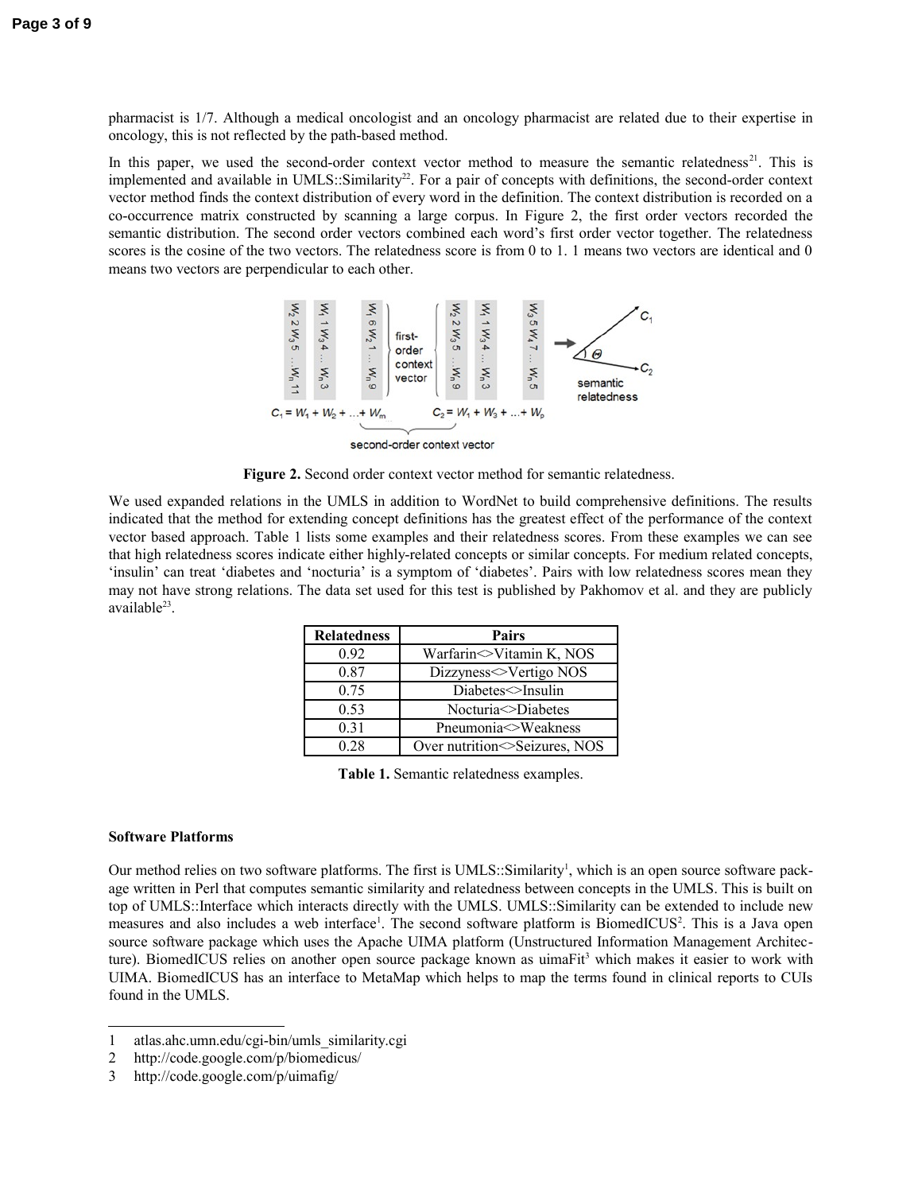pharmacist is 1/7. Although a medical oncologist and an oncology pharmacist are related due to their expertise in oncology, this is not reflected by the path-based method.

In this paper, we used the second-order context vector method to measure the semantic relatedness[21]. This is implemented and available in UMLS::Similarity[22]. For a pair of concepts with definitions, the second-order context vector method finds the context distribution of every word in the definition. The context distribution is recorded on a co-occurrence matrix constructed by scanning a large corpus. In Figure 2, the first order vectors recorded the semantic distribution. The second order vectors combined each word's first order vector together. The relatedness scores is the cosine of the two vectors. The relatedness score is from 0 to 1. 1 means two vectors are identical and 0 means two vectors are perpendicular to each other.

**Figure 2.** Second order context vector method for semantic relatedness.

We used expanded relations in the UMLS in addition to WordNet to build comprehensive definitions. The results indicated that the method for extending concept definitions has the greatest effect of the performance of the context vector based approach. Table 1 lists some examples and their relatedness scores. From these examples we can see that high relatedness scores indicate either highly-related concepts or similar concepts. For medium related concepts, 'insulin' can treat 'diabetes and 'nocturia' is a symptom of 'diabetes'. Pairs with low relatedness scores mean they may not have strong relations. The data set used for this test is published by Pakhomov et al. and they are publicly available[23].

| Relatedness | Pairs |
|---|---|
| 0.92 | Warfarin<>Vitamin K, NOS |
| 0.87 | Dizzyness<>Vertigo NOS |
| 0.75 | Diabetes<>Insulin |
| 0.53 | Nocturia<>Diabetes |
| 0.31 | Pneumonia<>Weakness |
| 0.28 | Over nutrition<>Seizures, NOS |

**Table 1.** Semantic relatedness examples.

**Software Platforms**

Our method relies on two software platforms. The first is UMLS::Similarity[1], which is an open source software package written in Perl that computes semantic similarity and relatedness between concepts in the UMLS. This is built on top of UMLS::Interface which interacts directly with the UMLS. UMLS::Similarity can be extended to include new measures and also includes a web interface[1]. The second software platform is BiomedICUS[2]. This is a Java open source software package which uses the Apache UIMA platform (Unstructured Information Management Architecture). BiomedICUS relies on another open source package known as uimaFit[3] which makes it easier to work with UIMA. BiomedICUS has an interface to MetaMap which helps to map the terms found in clinical reports to CUIs found in the UMLS.

---

1 atlas.ahc.umn.edu/cgi-bin/umls_similarity.cgi

2 http://code.google.com/p/biomedicus/

3 http://code.google.com/p/uimafig/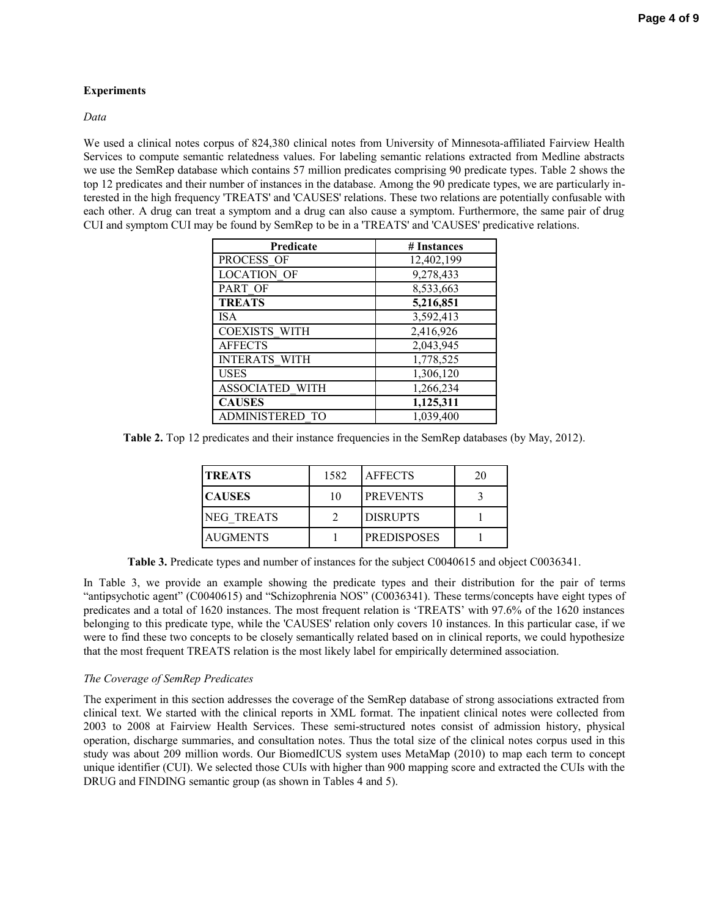### Experiments

*Data*

We used a clinical notes corpus of 824,380 clinical notes from University of Minnesota-affiliated Fairview Health Services to compute semantic relatedness values. For labeling semantic relations extracted from Medline abstracts we use the SemRep database which contains 57 million predicates comprising 90 predicate types. Table 2 shows the top 12 predicates and their number of instances in the database. Among the 90 predicate types, we are particularly interested in the high frequency 'TREATS' and 'CAUSES' relations. These two relations are potentially confusable with each other. A drug can treat a symptom and a drug can also cause a symptom. Furthermore, the same pair of drug CUI and symptom CUI may be found by SemRep to be in a 'TREATS' and 'CAUSES' predicative relations.

| Predicate | # Instances |
|---|---|
| PROCESS_OF | 12,402,199 |
| LOCATION_OF | 9,278,433 |
| PART_OF | 8,533,663 |
| **TREATS** | **5,216,851** |
| ISA | 3,592,413 |
| COEXISTS_WITH | 2,416,926 |
| AFFECTS | 2,043,945 |
| INTERATS_WITH | 1,778,525 |
| USES | 1,306,120 |
| ASSOCIATED_WITH | 1,266,234 |
| **CAUSES** | **1,125,311** |
| ADMINISTERED_TO | 1,039,400 |

**Table 2.** Top 12 predicates and their instance frequencies in the SemRep databases (by May, 2012).

| **TREATS** | 1582 | AFFECTS | 20 |
|---|---|---|---|
| **CAUSES** | 10 | PREVENTS | 3 |
| NEG_TREATS | 2 | DISRUPTS | 1 |
| AUGMENTS | 1 | PREDISPOSES | 1 |

**Table 3.** Predicate types and number of instances for the subject C0040615 and object C0036341.

In Table 3, we provide an example showing the predicate types and their distribution for the pair of terms "antipsychotic agent" (C0040615) and "Schizophrenia NOS" (C0036341). These terms/concepts have eight types of predicates and a total of 1620 instances. The most frequent relation is 'TREATS' with 97.6% of the 1620 instances belonging to this predicate type, while the 'CAUSES' relation only covers 10 instances. In this particular case, if we were to find these two concepts to be closely semantically related based on in clinical reports, we could hypothesize that the most frequent TREATS relation is the most likely label for empirically determined association.

*The Coverage of SemRep Predicates*

The experiment in this section addresses the coverage of the SemRep database of strong associations extracted from clinical text. We started with the clinical reports in XML format. The inpatient clinical notes were collected from 2003 to 2008 at Fairview Health Services. These semi-structured notes consist of admission history, physical operation, discharge summaries, and consultation notes. Thus the total size of the clinical notes corpus used in this study was about 209 million words. Our BiomedICUS system uses MetaMap (2010) to map each term to concept unique identifier (CUI). We selected those CUIs with higher than 900 mapping score and extracted the CUIs with the DRUG and FINDING semantic group (as shown in Tables 4 and 5).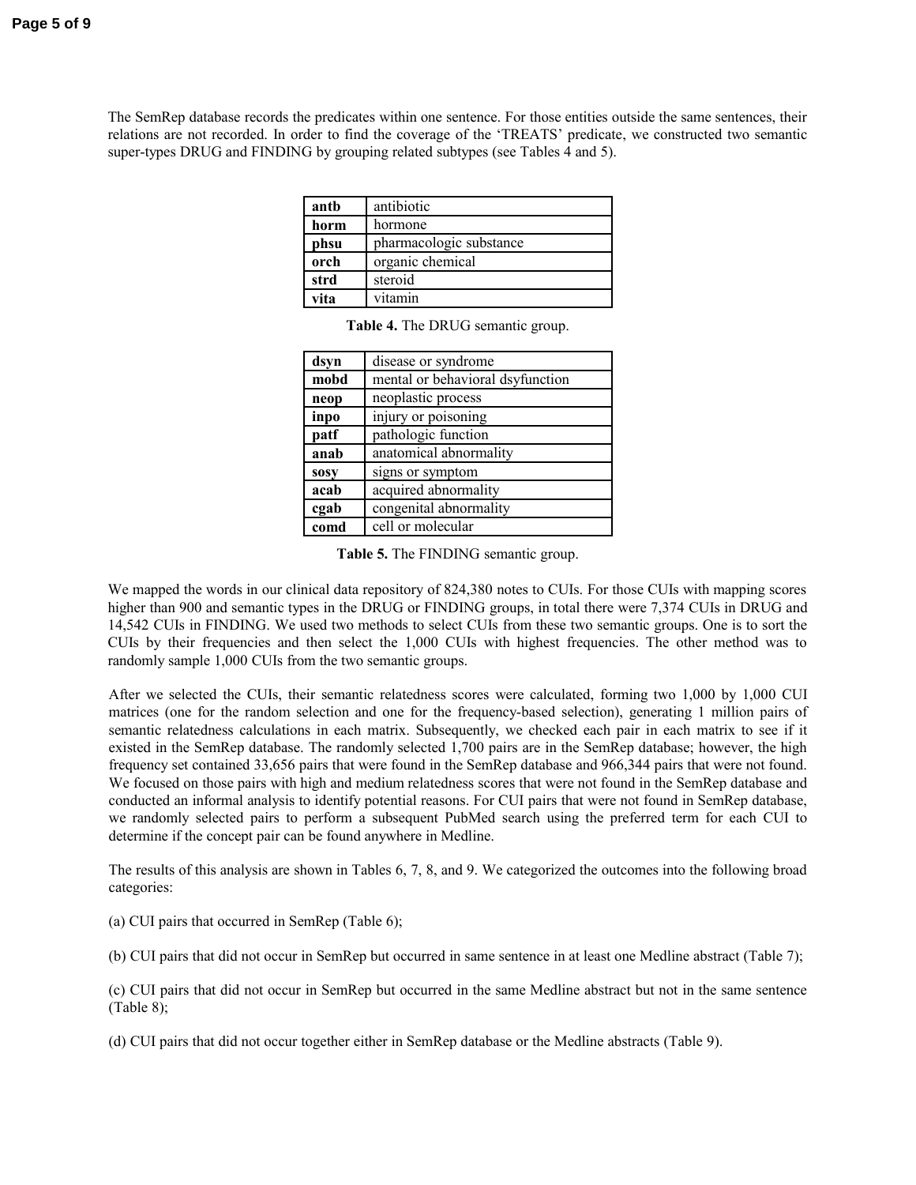The SemRep database records the predicates within one sentence. For those entities outside the same sentences, their relations are not recorded. In order to find the coverage of the 'TREATS' predicate, we constructed two semantic super-types DRUG and FINDING by grouping related subtypes (see Tables 4 and 5).

| **antb** | antibiotic |
|---|---|
| **horm** | hormone |
| **phsu** | pharmacologic substance |
| **orch** | organic chemical |
| **strd** | steroid |
| **vita** | vitamin |

**Table 4.** The DRUG semantic group.

| **dsyn** | disease or syndrome |
|---|---|
| **mobd** | mental or behavioral dsyfunction |
| **neop** | neoplastic process |
| **inpo** | injury or poisoning |
| **patf** | pathologic function |
| **anab** | anatomical abnormality |
| **sosy** | signs or symptom |
| **acab** | acquired abnormality |
| **cgab** | congenital abnormality |
| **comd** | cell or molecular |

**Table 5.** The FINDING semantic group.

We mapped the words in our clinical data repository of 824,380 notes to CUIs. For those CUIs with mapping scores higher than 900 and semantic types in the DRUG or FINDING groups, in total there were 7,374 CUIs in DRUG and 14,542 CUIs in FINDING. We used two methods to select CUIs from these two semantic groups. One is to sort the CUIs by their frequencies and then select the 1,000 CUIs with highest frequencies. The other method was to randomly sample 1,000 CUIs from the two semantic groups.

After we selected the CUIs, their semantic relatedness scores were calculated, forming two 1,000 by 1,000 CUI matrices (one for the random selection and one for the frequency-based selection), generating 1 million pairs of semantic relatedness calculations in each matrix. Subsequently, we checked each pair in each matrix to see if it existed in the SemRep database. The randomly selected 1,700 pairs are in the SemRep database; however, the high frequency set contained 33,656 pairs that were found in the SemRep database and 966,344 pairs that were not found. We focused on those pairs with high and medium relatedness scores that were not found in the SemRep database and conducted an informal analysis to identify potential reasons. For CUI pairs that were not found in SemRep database, we randomly selected pairs to perform a subsequent PubMed search using the preferred term for each CUI to determine if the concept pair can be found anywhere in Medline.

The results of this analysis are shown in Tables 6, 7, 8, and 9. We categorized the outcomes into the following broad categories:

(a) CUI pairs that occurred in SemRep (Table 6);

(b) CUI pairs that did not occur in SemRep but occurred in same sentence in at least one Medline abstract (Table 7);

(c) CUI pairs that did not occur in SemRep but occurred in the same Medline abstract but not in the same sentence (Table 8);

(d) CUI pairs that did not occur together either in SemRep database or the Medline abstracts (Table 9).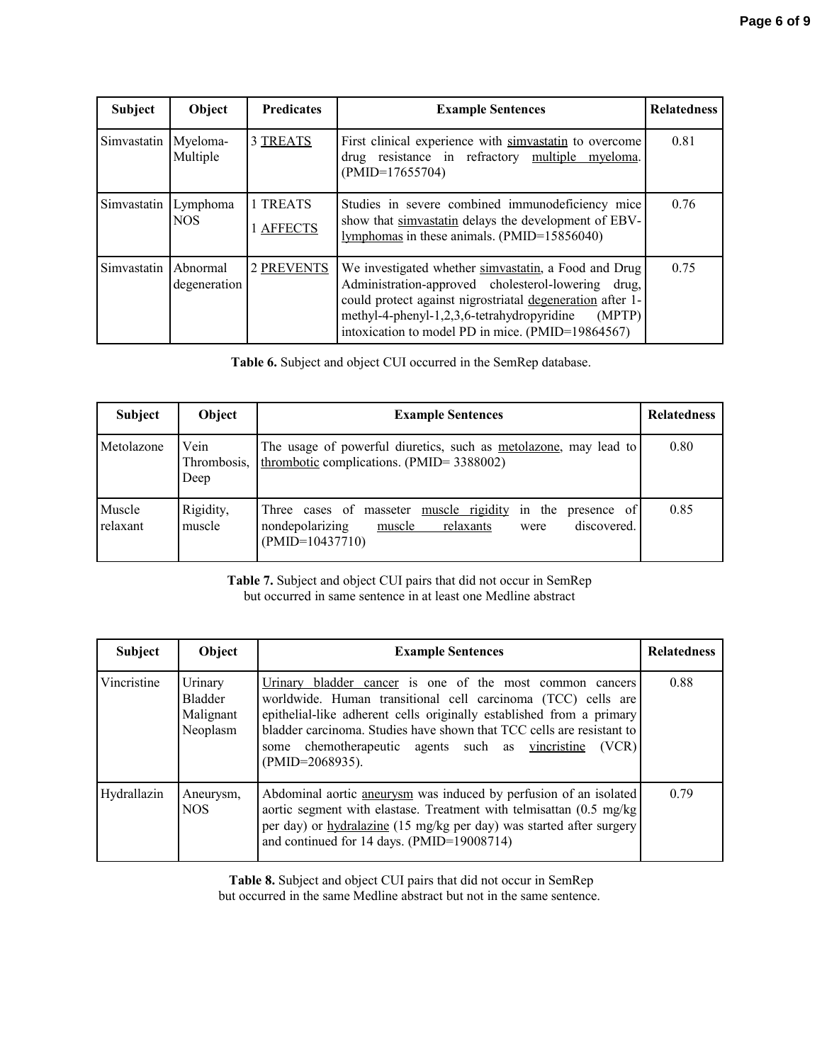| Subject | Object | Predicates | Example Sentences | Relatedness |
| --- | --- | --- | --- | --- |
| Simvastatin | Myeloma-Multiple | 3 TREATS | First clinical experience with simvastatin to overcome drug resistance in refractory multiple myeloma. (PMID=17655704) | 0.81 |
| Simvastatin | Lymphoma NOS | 1 TREATS<br>1 AFFECTS | Studies in severe combined immunodeficiency mice show that simvastatin delays the development of EBV-lymphomas in these animals. (PMID=15856040) | 0.76 |
| Simvastatin | Abnormal degeneration | 2 PREVENTS | We investigated whether simvastatin, a Food and Drug Administration-approved cholesterol-lowering drug, could protect against nigrostriatal degeneration after 1-methyl-4-phenyl-1,2,3,6-tetrahydropyridine (MPTP) intoxication to model PD in mice. (PMID=19864567) | 0.75 |

**Table 6.** Subject and object CUI occurred in the SemRep database.

| Subject | Object | Example Sentences | Relatedness |
| --- | --- | --- | --- |
| Metolazone | Vein Thrombosis, Deep | The usage of powerful diuretics, such as metolazone, may lead to thrombotic complications. (PMID= 3388002) | 0.80 |
| Muscle relaxant | Rigidity, muscle | Three cases of masseter muscle rigidity in the presence of nondepolarizing muscle relaxants were discovered. (PMID=10437710) | 0.85 |

**Table 7.** Subject and object CUI pairs that did not occur in SemRep but occurred in same sentence in at least one Medline abstract

| Subject | Object | Example Sentences | Relatedness |
| --- | --- | --- | --- |
| Vincristine | Urinary Bladder Malignant Neoplasm | Urinary bladder cancer is one of the most common cancers worldwide. Human transitional cell carcinoma (TCC) cells are epithelial-like adherent cells originally established from a primary bladder carcinoma. Studies have shown that TCC cells are resistant to some chemotherapeutic agents such as vincristine (VCR) (PMID=2068935). | 0.88 |
| Hydrallazin | Aneurysm, NOS | Abdominal aortic aneurysm was induced by perfusion of an isolated aortic segment with elastase. Treatment with telmisattan (0.5 mg/kg per day) or hydralazine (15 mg/kg per day) was started after surgery and continued for 14 days. (PMID=19008714) | 0.79 |

**Table 8.** Subject and object CUI pairs that did not occur in SemRep but occurred in the same Medline abstract but not in the same sentence.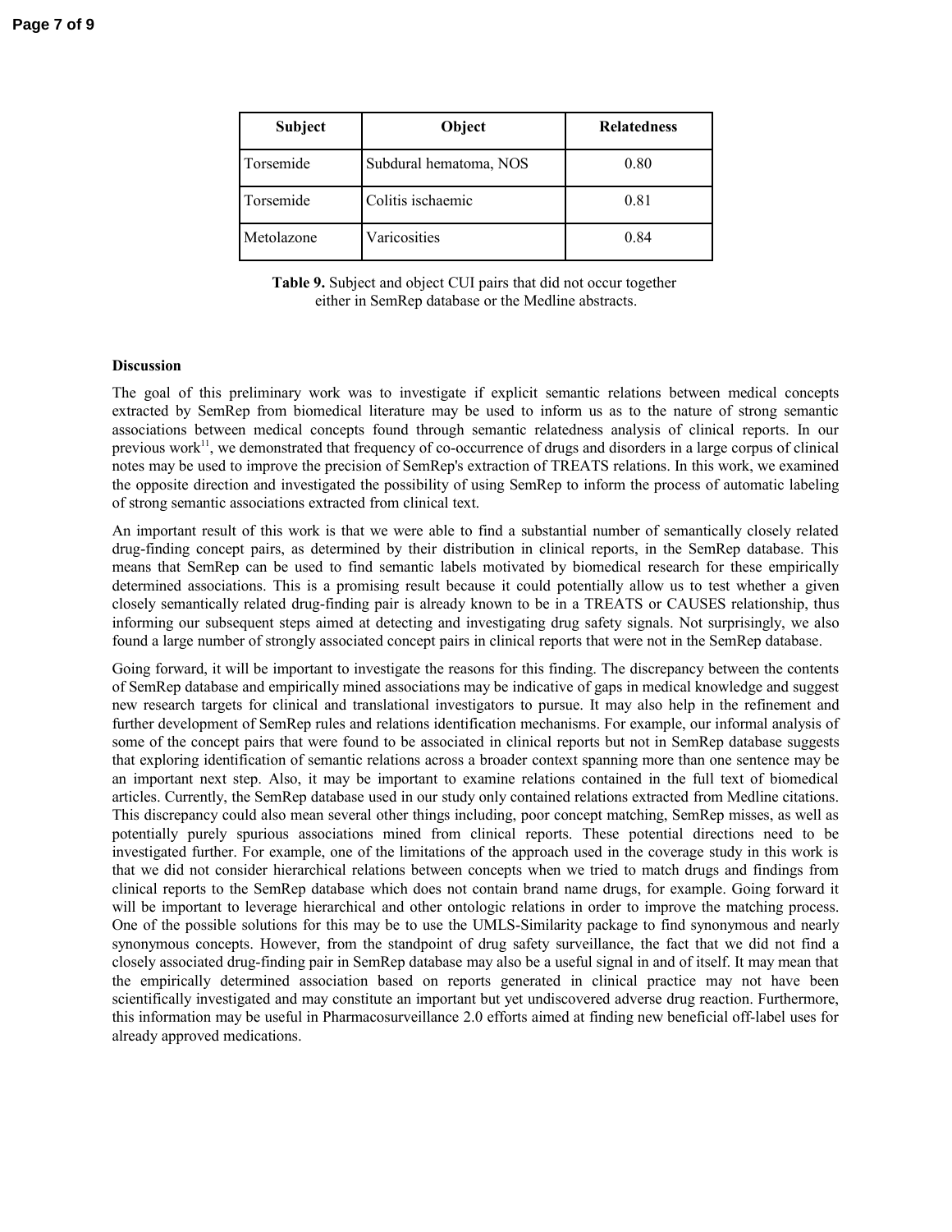| Subject | Object | Relatedness |
|---|---|---|
| Torsemide | Subdural hematoma, NOS | 0.80 |
| Torsemide | Colitis ischaemic | 0.81 |
| Metolazone | Varicosities | 0.84 |

**Table 9.** Subject and object CUI pairs that did not occur together either in SemRep database or the Medline abstracts.

**Discussion**

The goal of this preliminary work was to investigate if explicit semantic relations between medical concepts extracted by SemRep from biomedical literature may be used to inform us as to the nature of strong semantic associations between medical concepts found through semantic relatedness analysis of clinical reports. In our previous work[11], we demonstrated that frequency of co-occurrence of drugs and disorders in a large corpus of clinical notes may be used to improve the precision of SemRep's extraction of TREATS relations. In this work, we examined the opposite direction and investigated the possibility of using SemRep to inform the process of automatic labeling of strong semantic associations extracted from clinical text.

An important result of this work is that we were able to find a substantial number of semantically closely related drug-finding concept pairs, as determined by their distribution in clinical reports, in the SemRep database. This means that SemRep can be used to find semantic labels motivated by biomedical research for these empirically determined associations. This is a promising result because it could potentially allow us to test whether a given closely semantically related drug-finding pair is already known to be in a TREATS or CAUSES relationship, thus informing our subsequent steps aimed at detecting and investigating drug safety signals. Not surprisingly, we also found a large number of strongly associated concept pairs in clinical reports that were not in the SemRep database.

Going forward, it will be important to investigate the reasons for this finding. The discrepancy between the contents of SemRep database and empirically mined associations may be indicative of gaps in medical knowledge and suggest new research targets for clinical and translational investigators to pursue. It may also help in the refinement and further development of SemRep rules and relations identification mechanisms. For example, our informal analysis of some of the concept pairs that were found to be associated in clinical reports but not in SemRep database suggests that exploring identification of semantic relations across a broader context spanning more than one sentence may be an important next step. Also, it may be important to examine relations contained in the full text of biomedical articles. Currently, the SemRep database used in our study only contained relations extracted from Medline citations. This discrepancy could also mean several other things including, poor concept matching, SemRep misses, as well as potentially purely spurious associations mined from clinical reports. These potential directions need to be investigated further. For example, one of the limitations of the approach used in the coverage study in this work is that we did not consider hierarchical relations between concepts when we tried to match drugs and findings from clinical reports to the SemRep database which does not contain brand name drugs, for example. Going forward it will be important to leverage hierarchical and other ontologic relations in order to improve the matching process. One of the possible solutions for this may be to use the UMLS-Similarity package to find synonymous and nearly synonymous concepts. However, from the standpoint of drug safety surveillance, the fact that we did not find a closely associated drug-finding pair in SemRep database may also be a useful signal in and of itself. It may mean that the empirically determined association based on reports generated in clinical practice may not have been scientifically investigated and may constitute an important but yet undiscovered adverse drug reaction. Furthermore, this information may be useful in Pharmacosurveillance 2.0 efforts aimed at finding new beneficial off-label uses for already approved medications.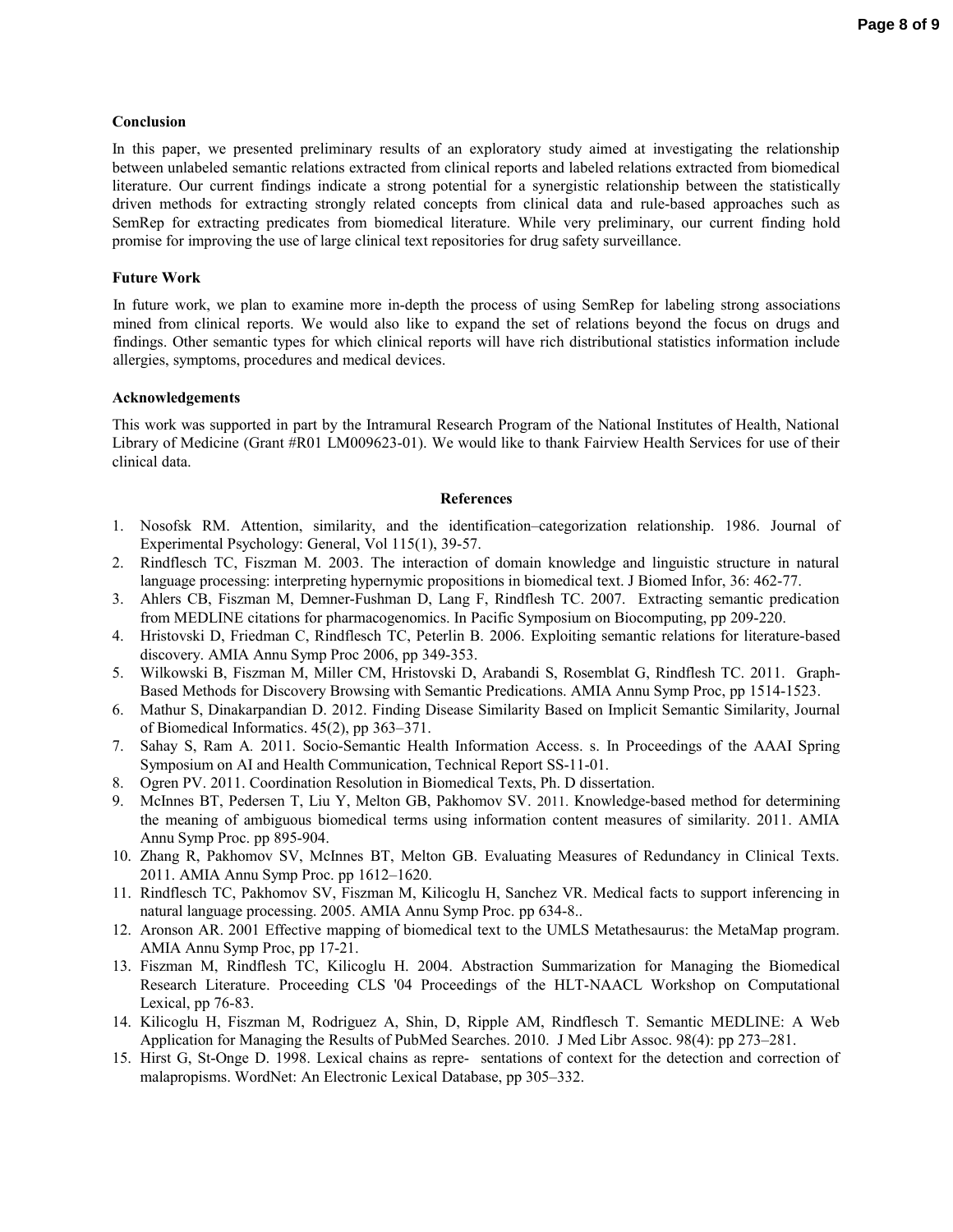## Conclusion

In this paper, we presented preliminary results of an exploratory study aimed at investigating the relationship between unlabeled semantic relations extracted from clinical reports and labeled relations extracted from biomedical literature. Our current findings indicate a strong potential for a synergistic relationship between the statistically driven methods for extracting strongly related concepts from clinical data and rule-based approaches such as SemRep for extracting predicates from biomedical literature. While very preliminary, our current finding hold promise for improving the use of large clinical text repositories for drug safety surveillance.

## Future Work

In future work, we plan to examine more in-depth the process of using SemRep for labeling strong associations mined from clinical reports. We would also like to expand the set of relations beyond the focus on drugs and findings. Other semantic types for which clinical reports will have rich distributional statistics information include allergies, symptoms, procedures and medical devices.

## Acknowledgements

This work was supported in part by the Intramural Research Program of the National Institutes of Health, National Library of Medicine (Grant #R01 LM009623-01). We would like to thank Fairview Health Services for use of their clinical data.

## References

1. Nosofsk RM. Attention, similarity, and the identification–categorization relationship. 1986. Journal of Experimental Psychology: General, Vol 115(1), 39-57.
2. Rindflesch TC, Fiszman M. 2003. The interaction of domain knowledge and linguistic structure in natural language processing: interpreting hypernymic propositions in biomedical text. J Biomed Infor, 36: 462-77.
3. Ahlers CB, Fiszman M, Demner-Fushman D, Lang F, Rindflesh TC. 2007. Extracting semantic predication from MEDLINE citations for pharmacogenomics. In Pacific Symposium on Biocomputing, pp 209-220.
4. Hristovski D, Friedman C, Rindflesch TC, Peterlin B. 2006. Exploiting semantic relations for literature-based discovery. AMIA Annu Symp Proc 2006, pp 349-353.
5. Wilkowski B, Fiszman M, Miller CM, Hristovski D, Arabandi S, Rosemblat G, Rindflesh TC. 2011. Graph-Based Methods for Discovery Browsing with Semantic Predications. AMIA Annu Symp Proc, pp 1514-1523.
6. Mathur S, Dinakarpandian D. 2012. Finding Disease Similarity Based on Implicit Semantic Similarity, Journal of Biomedical Informatics. 45(2), pp 363–371.
7. Sahay S, Ram A. 2011. Socio-Semantic Health Information Access. s. In Proceedings of the AAAI Spring Symposium on AI and Health Communication, Technical Report SS-11-01.
8. Ogren PV. 2011. Coordination Resolution in Biomedical Texts, Ph. D dissertation.
9. McInnes BT, Pedersen T, Liu Y, Melton GB, Pakhomov SV. 2011. Knowledge-based method for determining the meaning of ambiguous biomedical terms using information content measures of similarity. 2011. AMIA Annu Symp Proc. pp 895-904.
10. Zhang R, Pakhomov SV, McInnes BT, Melton GB. Evaluating Measures of Redundancy in Clinical Texts. 2011. AMIA Annu Symp Proc. pp 1612–1620.
11. Rindflesch TC, Pakhomov SV, Fiszman M, Kilicoglu H, Sanchez VR. Medical facts to support inferencing in natural language processing. 2005. AMIA Annu Symp Proc. pp 634-8..
12. Aronson AR. 2001 Effective mapping of biomedical text to the UMLS Metathesaurus: the MetaMap program. AMIA Annu Symp Proc, pp 17-21.
13. Fiszman M, Rindflesh TC, Kilicoglu H. 2004. Abstraction Summarization for Managing the Biomedical Research Literature. Proceeding CLS '04 Proceedings of the HLT-NAACL Workshop on Computational Lexical, pp 76-83.
14. Kilicoglu H, Fiszman M, Rodriguez A, Shin, D, Ripple AM, Rindflesch T. Semantic MEDLINE: A Web Application for Managing the Results of PubMed Searches. 2010. J Med Libr Assoc. 98(4): pp 273–281.
15. Hirst G, St-Onge D. 1998. Lexical chains as repre- sentations of context for the detection and correction of malapropisms. WordNet: An Electronic Lexical Database, pp 305–332.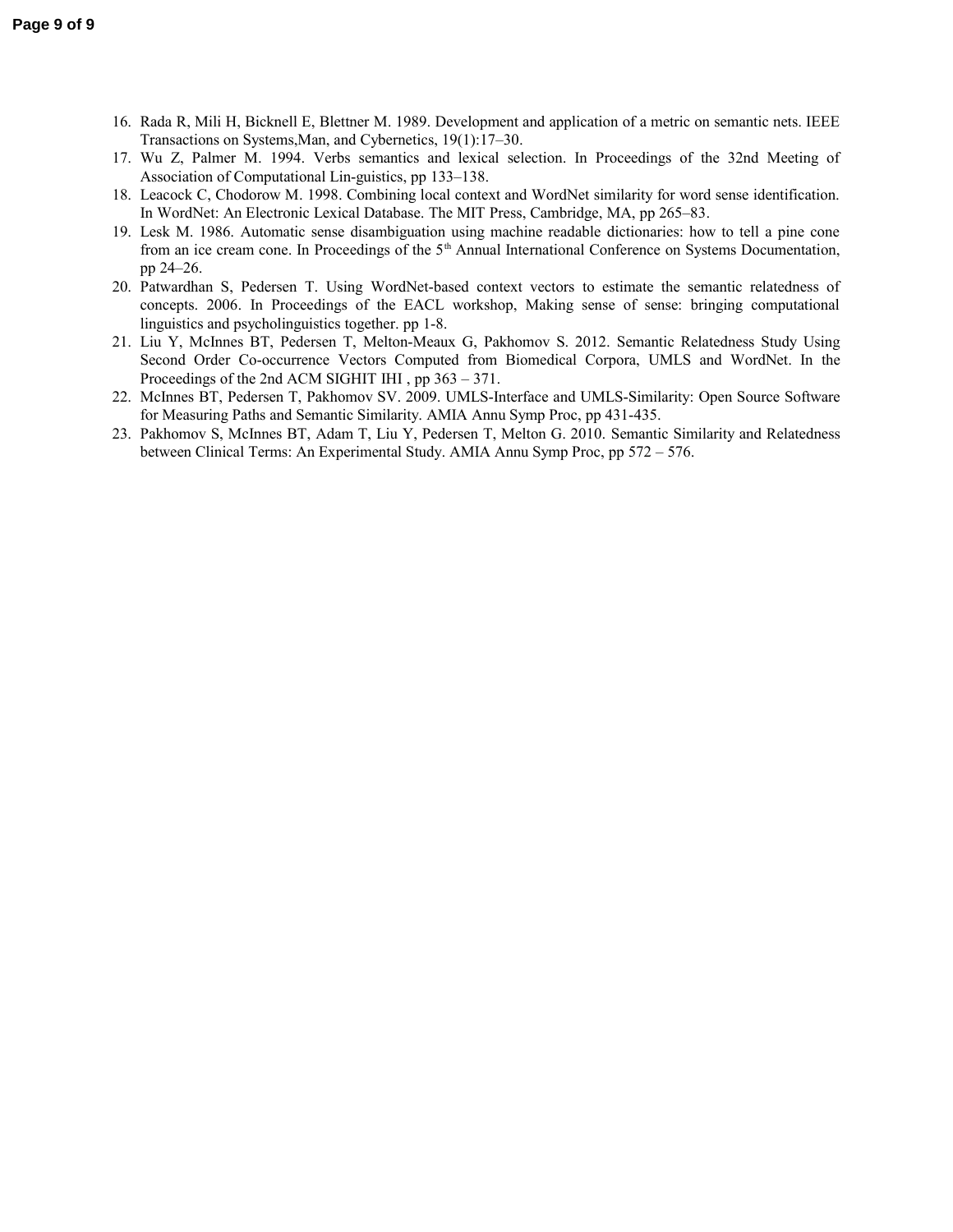16. Rada R, Mili H, Bicknell E, Blettner M. 1989. Development and application of a metric on semantic nets. IEEE Transactions on Systems,Man, and Cybernetics, 19(1):17–30.
17. Wu Z, Palmer M. 1994. Verbs semantics and lexical selection. In Proceedings of the 32nd Meeting of Association of Computational Lin-guistics, pp 133–138.
18. Leacock C, Chodorow M. 1998. Combining local context and WordNet similarity for word sense identification. In WordNet: An Electronic Lexical Database. The MIT Press, Cambridge, MA, pp 265–83.
19. Lesk M. 1986. Automatic sense disambiguation using machine readable dictionaries: how to tell a pine cone from an ice cream cone. In Proceedings of the 5th Annual International Conference on Systems Documentation, pp 24–26.
20. Patwardhan S, Pedersen T. Using WordNet-based context vectors to estimate the semantic relatedness of concepts. 2006. In Proceedings of the EACL workshop, Making sense of sense: bringing computational linguistics and psycholinguistics together. pp 1-8.
21. Liu Y, McInnes BT, Pedersen T, Melton-Meaux G, Pakhomov S. 2012. Semantic Relatedness Study Using Second Order Co-occurrence Vectors Computed from Biomedical Corpora, UMLS and WordNet. In the Proceedings of the 2nd ACM SIGHIT IHI , pp 363 – 371.
22. McInnes BT, Pedersen T, Pakhomov SV. 2009. UMLS-Interface and UMLS-Similarity: Open Source Software for Measuring Paths and Semantic Similarity. AMIA Annu Symp Proc, pp 431-435.
23. Pakhomov S, McInnes BT, Adam T, Liu Y, Pedersen T, Melton G. 2010. Semantic Similarity and Relatedness between Clinical Terms: An Experimental Study. AMIA Annu Symp Proc, pp 572 – 576.